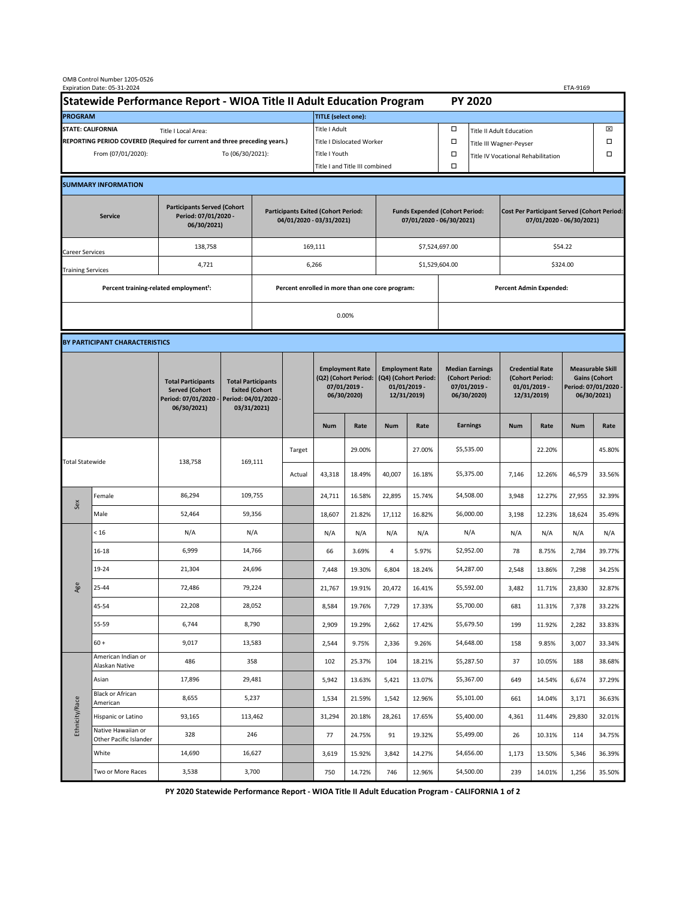OMB Control Number 1205-0526
Expiration Date: 05-31-2024

ETA-9169

# Statewide Performance Report - WIOA Title II Adult Education Program PY 2020

| PROGRAM | | TITLE (select one): | | | |
|---|---|---|---|---|---|
| STATE: CALIFORNIA | Title I Local Area: | Title I Adult | ☐ | Title II Adult Education | ☒ |
| REPORTING PERIOD COVERED (Required for current and three preceding years.) | | Title I Dislocated Worker | ☐ | Title III Wagner-Peyser | ☐ |
| From (07/01/2020): | To (06/30/2021): | Title I Youth | ☐ | Title IV Vocational Rehabilitation | ☐ |
| | | Title I and Title III combined | ☐ | | |

## SUMMARY INFORMATION

| Service | Participants Served (Cohort Period: 07/01/2020 - 06/30/2021) | Participants Exited (Cohort Period: 04/01/2020 - 03/31/2021) | Funds Expended (Cohort Period: 07/01/2020 - 06/30/2021) | Cost Per Participant Served (Cohort Period: 07/01/2020 - 06/30/2021) |
|---|---|---|---|---|
| Career Services | 138,758 | 169,111 | $7,524,697.00 | $54.22 |
| Training Services | 4,721 | 6,266 | $1,529,604.00 | $324.00 |

| Percent training-related employment[1]: | Percent enrolled in more than one core program: | Percent Admin Expended: |
|---|---|---|
| | 0.00% | |

## BY PARTICIPANT CHARACTERISTICS

| | | Total Participants Served (Cohort Period: 07/01/2020 - 06/30/2021) | Total Participants Exited (Cohort Period: 04/01/2020 - 03/31/2021) | | Employment Rate (Q2) (Cohort Period: 07/01/2019 - 06/30/2020) | | Employment Rate (Q4) (Cohort Period: 01/01/2019 - 12/31/2019) | | Median Earnings (Cohort Period: 07/01/2019 - 06/30/2020) | Credential Rate (Cohort Period: 01/01/2019 - 12/31/2019) | | Measurable Skill Gains (Cohort Period: 07/01/2020 - 06/30/2021) | |
|---|---|---|---|---|---|---|---|---|---|---|---|---|---|
| | | | | | Num | Rate | Num | Rate | Earnings | Num | Rate | Num | Rate |
| Total Statewide | | 138,758 | 169,111 | Target | | 29.00% | | 27.00% | $5,535.00 | | 22.20% | | 45.80% |
| | | | | Actual | 43,318 | 18.49% | 40,007 | 16.18% | $5,375.00 | 7,146 | 12.26% | 46,579 | 33.56% |
| Sex | Female | 86,294 | 109,755 | | 24,711 | 16.58% | 22,895 | 15.74% | $4,508.00 | 3,948 | 12.27% | 27,955 | 32.39% |
| | Male | 52,464 | 59,356 | | 18,607 | 21.82% | 17,112 | 16.82% | $6,000.00 | 3,198 | 12.23% | 18,624 | 35.49% |
| Age | < 16 | N/A | N/A | | N/A | N/A | N/A | N/A | N/A | N/A | N/A | N/A | N/A |
| | 16-18 | 6,999 | 14,766 | | 66 | 3.69% | 4 | 5.97% | $2,952.00 | 78 | 8.75% | 2,784 | 39.77% |
| | 19-24 | 21,304 | 24,696 | | 7,448 | 19.30% | 6,804 | 18.24% | $4,287.00 | 2,548 | 13.86% | 7,298 | 34.25% |
| | 25-44 | 72,486 | 79,224 | | 21,767 | 19.91% | 20,472 | 16.41% | $5,592.00 | 3,482 | 11.71% | 23,830 | 32.87% |
| | 45-54 | 22,208 | 28,052 | | 8,584 | 19.76% | 7,729 | 17.33% | $5,700.00 | 681 | 11.31% | 7,378 | 33.22% |
| | 55-59 | 6,744 | 8,790 | | 2,909 | 19.29% | 2,662 | 17.42% | $5,679.50 | 199 | 11.92% | 2,282 | 33.83% |
| | 60 + | 9,017 | 13,583 | | 2,544 | 9.75% | 2,336 | 9.26% | $4,648.00 | 158 | 9.85% | 3,007 | 33.34% |
| Ethnicity/Race | American Indian or Alaskan Native | 486 | 358 | | 102 | 25.37% | 104 | 18.21% | $5,287.50 | 37 | 10.05% | 188 | 38.68% |
| | Asian | 17,896 | 29,481 | | 5,942 | 13.63% | 5,421 | 13.07% | $5,367.00 | 649 | 14.54% | 6,674 | 37.29% |
| | Black or African American | 8,655 | 5,237 | | 1,534 | 21.59% | 1,542 | 12.96% | $5,101.00 | 661 | 14.04% | 3,171 | 36.63% |
| | Hispanic or Latino | 93,165 | 113,462 | | 31,294 | 20.18% | 28,261 | 17.65% | $5,400.00 | 4,361 | 11.44% | 29,830 | 32.01% |
| | Native Hawaiian or Other Pacific Islander | 328 | 246 | | 77 | 24.75% | 91 | 19.32% | $5,499.00 | 26 | 10.31% | 114 | 34.75% |
| | White | 14,690 | 16,627 | | 3,619 | 15.92% | 3,842 | 14.27% | $4,656.00 | 1,173 | 13.50% | 5,346 | 36.39% |
| | Two or More Races | 3,538 | 3,700 | | 750 | 14.72% | 746 | 12.96% | $4,500.00 | 239 | 14.01% | 1,256 | 35.50% |

PY 2020 Statewide Performance Report - WIOA Title II Adult Education Program - CALIFORNIA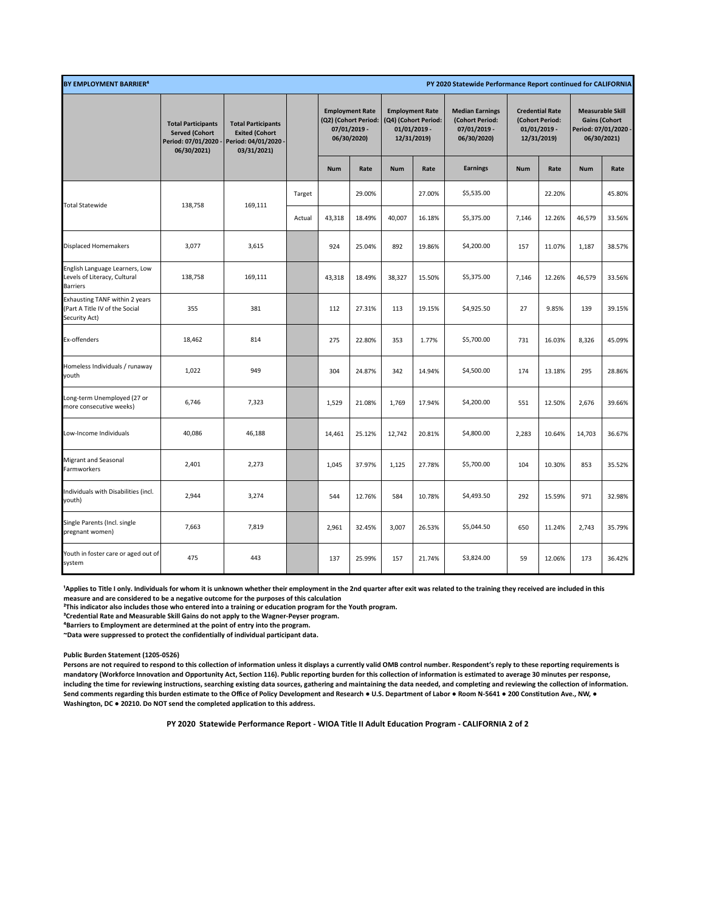| BY EMPLOYMENT BARRIER[4] | | | | | | | | | | | | |
|---|---|---|---|---|---|---|---|---|---|---|---|---|
| | Total Participants Served (Cohort Period: 07/01/2020 - 06/30/2021) | Total Participants Exited (Cohort Period: 04/01/2020 - 03/31/2021) | | Employment Rate (Q2) (Cohort Period: 07/01/2019 - 06/30/2020) | | Employment Rate (Q4) (Cohort Period: 01/01/2019 - 12/31/2019) | | Median Earnings (Cohort Period: 07/01/2019 - 06/30/2020) | Credential Rate (Cohort Period: 01/01/2019 - 12/31/2019) | | Measurable Skill Gains (Cohort Period: 07/01/2020 - 06/30/2021) | |
| | | | | Num | Rate | Num | Rate | Earnings | Num | Rate | Num | Rate |
| Total Statewide | 138,758 | 169,111 | Target | | 29.00% | | 27.00% | $5,535.00 | | 22.20% | | 45.80% |
| | | | Actual | 43,318 | 18.49% | 40,007 | 16.18% | $5,375.00 | 7,146 | 12.26% | 46,579 | 33.56% |
| Displaced Homemakers | 3,077 | 3,615 | | 924 | 25.04% | 892 | 19.86% | $4,200.00 | 157 | 11.07% | 1,187 | 38.57% |
| English Language Learners, Low Levels of Literacy, Cultural Barriers | 138,758 | 169,111 | | 43,318 | 18.49% | 38,327 | 15.50% | $5,375.00 | 7,146 | 12.26% | 46,579 | 33.56% |
| Exhausting TANF within 2 years (Part A Title IV of the Social Security Act) | 355 | 381 | | 112 | 27.31% | 113 | 19.15% | $4,925.50 | 27 | 9.85% | 139 | 39.15% |
| Ex-offenders | 18,462 | 814 | | 275 | 22.80% | 353 | 1.77% | $5,700.00 | 731 | 16.03% | 8,326 | 45.09% |
| Homeless Individuals / runaway youth | 1,022 | 949 | | 304 | 24.87% | 342 | 14.94% | $4,500.00 | 174 | 13.18% | 295 | 28.86% |
| Long-term Unemployed (27 or more consecutive weeks) | 6,746 | 7,323 | | 1,529 | 21.08% | 1,769 | 17.94% | $4,200.00 | 551 | 12.50% | 2,676 | 39.66% |
| Low-Income Individuals | 40,086 | 46,188 | | 14,461 | 25.12% | 12,742 | 20.81% | $4,800.00 | 2,283 | 10.64% | 14,703 | 36.67% |
| Migrant and Seasonal Farmworkers | 2,401 | 2,273 | | 1,045 | 37.97% | 1,125 | 27.78% | $5,700.00 | 104 | 10.30% | 853 | 35.52% |
| Individuals with Disabilities (incl. youth) | 2,944 | 3,274 | | 544 | 12.76% | 584 | 10.78% | $4,493.50 | 292 | 15.59% | 971 | 32.98% |
| Single Parents (Incl. single pregnant women) | 7,663 | 7,819 | | 2,961 | 32.45% | 3,007 | 26.53% | $5,044.50 | 650 | 11.24% | 2,743 | 35.79% |
| Youth in foster care or aged out of system | 475 | 443 | | 137 | 25.99% | 157 | 21.74% | $3,824.00 | 59 | 12.06% | 173 | 36.42% |

**[1]Applies to Title I only. Individuals for whom it is unknown whether their employment in the 2nd quarter after exit was related to the training they received are included in this measure and are considered to be a negative outcome for the purposes of this calculation**

**[2]This indicator also includes those who entered into a training or education program for the Youth program.**

**[3]Credential Rate and Measurable Skill Gains do not apply to the Wagner-Peyser program.**

**[4]Barriers to Employment are determined at the point of entry into the program.**

**~Data were suppressed to protect the confidentially of individual participant data.**

**Public Burden Statement (1205-0526)**

**Persons are not required to respond to this collection of information unless it displays a currently valid OMB control number. Respondent's reply to these reporting requirements is mandatory (Workforce Innovation and Opportunity Act, Section 116). Public reporting burden for this collection of information is estimated to average 30 minutes per response, including the time for reviewing instructions, searching existing data sources, gathering and maintaining the data needed, and completing and reviewing the collection of information. Send comments regarding this burden estimate to the Office of Policy Development and Research ● U.S. Department of Labor ● Room N-5641 ● 200 Constitution Ave., NW, ● Washington, DC ● 20210. Do NOT send the completed application to this address.**